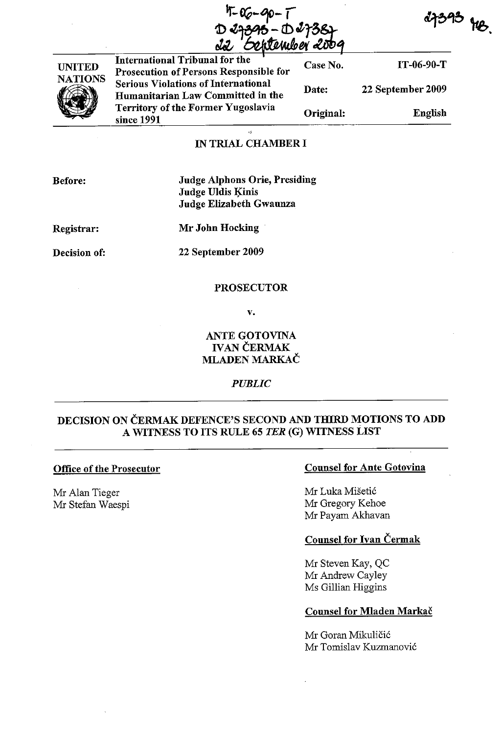IT-06-90-T
D 27393 - D 27387
22 September 2009

27393 MB.

| | | | |
|---|---|---|---|
| UNITED NATIONS | International Tribunal for the Prosecution of Persons Responsible for Serious Violations of International Humanitarian Law Committed in the Territory of the Former Yugoslavia since 1991 | Case No. | IT-06-90-T |
| | | Date: | 22 September 2009 |
| | | Original: | English |

## IN TRIAL CHAMBER I

**Before:** Judge Alphons Orie, Presiding
Judge Uldis Ķinis
Judge Elizabeth Gwaunza

**Registrar:** Mr John Hocking

**Decision of:** 22 September 2009

**PROSECUTOR**

**v.**

**ANTE GOTOVINA**
**IVAN ČERMAK**
**MLADEN MARKAČ**

*PUBLIC*

# DECISION ON ČERMAK DEFENCE'S SECOND AND THIRD MOTIONS TO ADD A WITNESS TO ITS RULE 65 *TER* (G) WITNESS LIST

**Office of the Prosecutor**

Mr Alan Tieger
Mr Stefan Waespi

**Counsel for Ante Gotovina**

Mr Luka Mišetić
Mr Gregory Kehoe
Mr Payam Akhavan

**Counsel for Ivan Čermak**

Mr Steven Kay, QC
Mr Andrew Cayley
Ms Gillian Higgins

**Counsel for Mladen Markač**

Mr Goran Mikuličić
Mr Tomislav Kuzmanović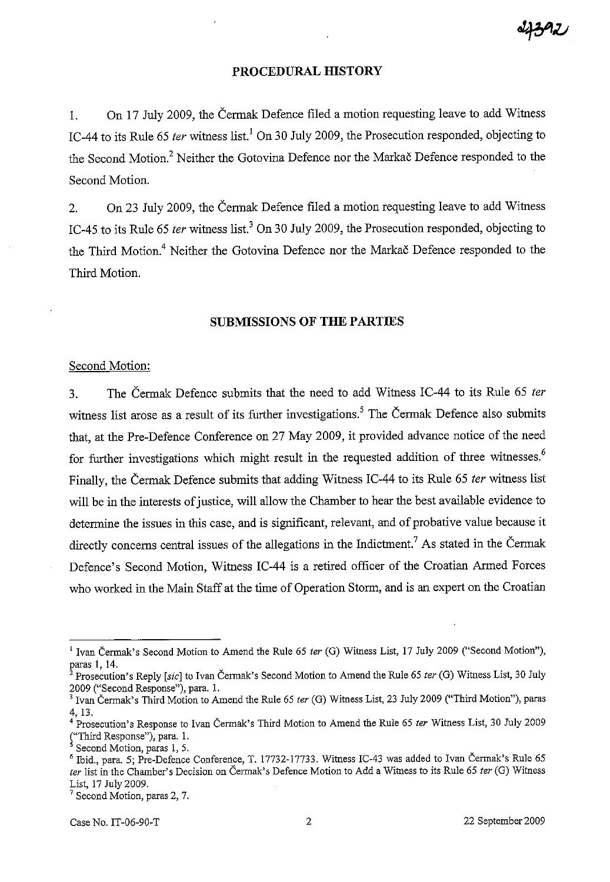## PROCEDURAL HISTORY

1. On 17 July 2009, the Čermak Defence filed a motion requesting leave to add Witness IC-44 to its Rule 65 *ter* witness list.[1] On 30 July 2009, the Prosecution responded, objecting to the Second Motion.[2] Neither the Gotovina Defence nor the Markač Defence responded to the Second Motion.

2. On 23 July 2009, the Čermak Defence filed a motion requesting leave to add Witness IC-45 to its Rule 65 *ter* witness list.[3] On 30 July 2009, the Prosecution responded, objecting to the Third Motion.[4] Neither the Gotovina Defence nor the Markač Defence responded to the Third Motion.

## SUBMISSIONS OF THE PARTIES

Second Motion:

3. The Čermak Defence submits that the need to add Witness IC-44 to its Rule 65 *ter* witness list arose as a result of its further investigations.[5] The Čermak Defence also submits that, at the Pre-Defence Conference on 27 May 2009, it provided advance notice of the need for further investigations which might result in the requested addition of three witnesses.[6] Finally, the Čermak Defence submits that adding Witness IC-44 to its Rule 65 *ter* witness list will be in the interests of justice, will allow the Chamber to hear the best available evidence to determine the issues in this case, and is significant, relevant, and of probative value because it directly concerns central issues of the allegations in the Indictment.[7] As stated in the Čermak Defence's Second Motion, Witness IC-44 is a retired officer of the Croatian Armed Forces who worked in the Main Staff at the time of Operation Storm, and is an expert on the Croatian

---

[1] Ivan Čermak's Second Motion to Amend the Rule 65 *ter* (G) Witness List, 17 July 2009 ("Second Motion"), paras 1, 14.

[2] Prosecution's Reply [*sic*] to Ivan Čermak's Second Motion to Amend the Rule 65 *ter* (G) Witness List, 30 July 2009 ("Second Response"), para. 1.

[3] Ivan Čermak's Third Motion to Amend the Rule 65 *ter* (G) Witness List, 23 July 2009 ("Third Motion"), paras 4, 13.

[4] Prosecution's Response to Ivan Čermak's Third Motion to Amend the Rule 65 *ter* Witness List, 30 July 2009 ("Third Response"), para. 1.

[5] Second Motion, paras 1, 5.

[6] Ibid., para. 5; Pre-Defence Conference, T. 17732-17733. Witness IC-43 was added to Ivan Čermak's Rule 65 *ter* list in the Chamber's Decision on Čermak's Defence Motion to Add a Witness to its Rule 65 *ter* (G) Witness List, 17 July 2009.

[7] Second Motion, paras 2, 7.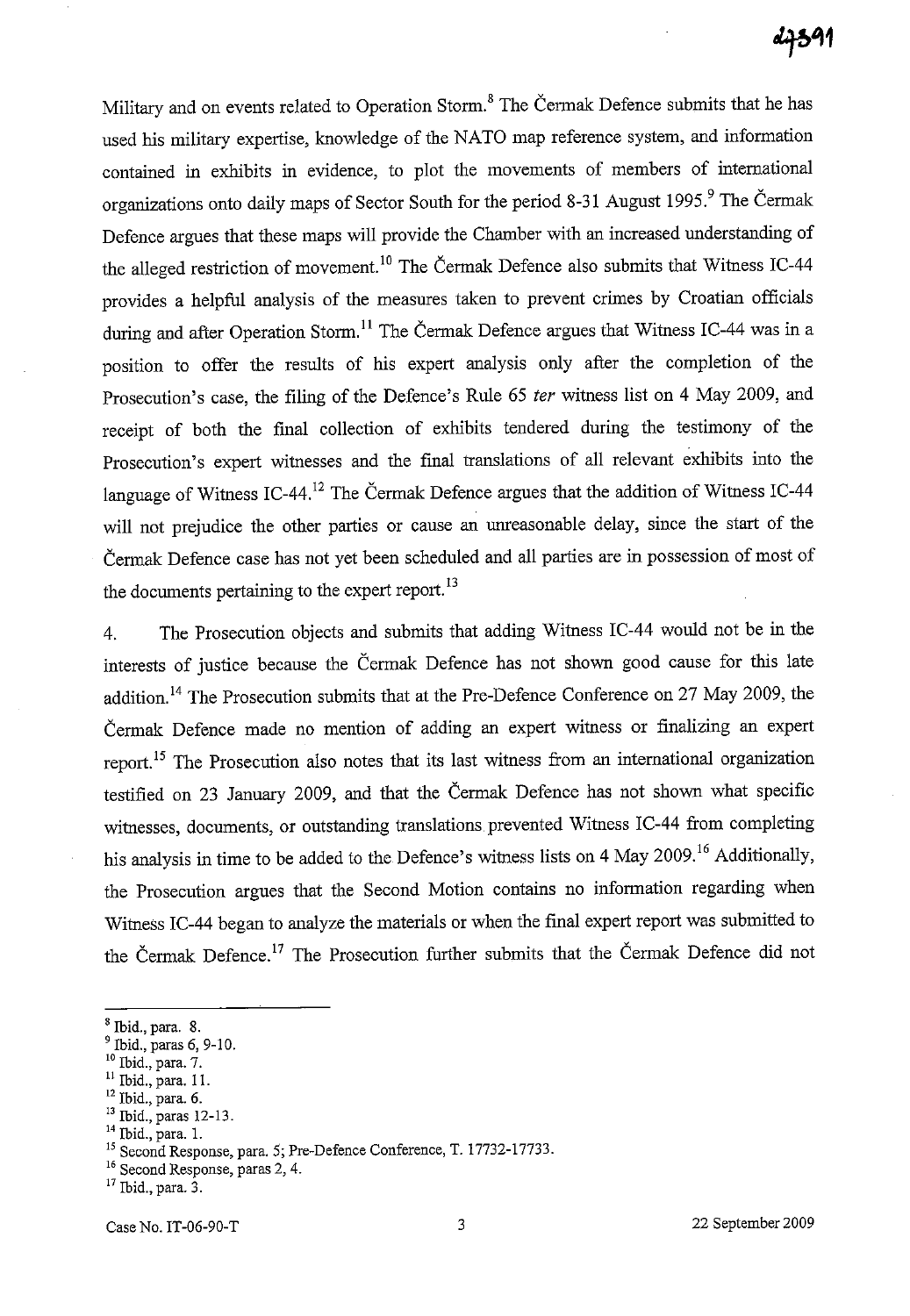Military and on events related to Operation Storm.[8] The Čermak Defence submits that he has used his military expertise, knowledge of the NATO map reference system, and information contained in exhibits in evidence, to plot the movements of members of international organizations onto daily maps of Sector South for the period 8-31 August 1995.[9] The Čermak Defence argues that these maps will provide the Chamber with an increased understanding of the alleged restriction of movement.[10] The Čermak Defence also submits that Witness IC-44 provides a helpful analysis of the measures taken to prevent crimes by Croatian officials during and after Operation Storm.[11] The Čermak Defence argues that Witness IC-44 was in a position to offer the results of his expert analysis only after the completion of the Prosecution's case, the filing of the Defence's Rule 65 *ter* witness list on 4 May 2009, and receipt of both the final collection of exhibits tendered during the testimony of the Prosecution's expert witnesses and the final translations of all relevant exhibits into the language of Witness IC-44.[12] The Čermak Defence argues that the addition of Witness IC-44 will not prejudice the other parties or cause an unreasonable delay, since the start of the Čermak Defence case has not yet been scheduled and all parties are in possession of most of the documents pertaining to the expert report.[13]

4. The Prosecution objects and submits that adding Witness IC-44 would not be in the interests of justice because the Čermak Defence has not shown good cause for this late addition.[14] The Prosecution submits that at the Pre-Defence Conference on 27 May 2009, the Čermak Defence made no mention of adding an expert witness or finalizing an expert report.[15] The Prosecution also notes that its last witness from an international organization testified on 23 January 2009, and that the Čermak Defence has not shown what specific witnesses, documents, or outstanding translations prevented Witness IC-44 from completing his analysis in time to be added to the Defence's witness lists on 4 May 2009.[16] Additionally, the Prosecution argues that the Second Motion contains no information regarding when Witness IC-44 began to analyze the materials or when the final expert report was submitted to the Čermak Defence.[17] The Prosecution further submits that the Čermak Defence did not

---

[8] Ibid., para. 8.

[9] Ibid., paras 6, 9-10.

[10] Ibid., para. 7.

[11] Ibid., para. 11.

[12] Ibid., para. 6.

[13] Ibid., paras 12-13.

[14] Ibid., para. 1.

[15] Second Response, para. 5; Pre-Defence Conference, T. 17732-17733.

[16] Second Response, paras 2, 4.

[17] Ibid., para. 3.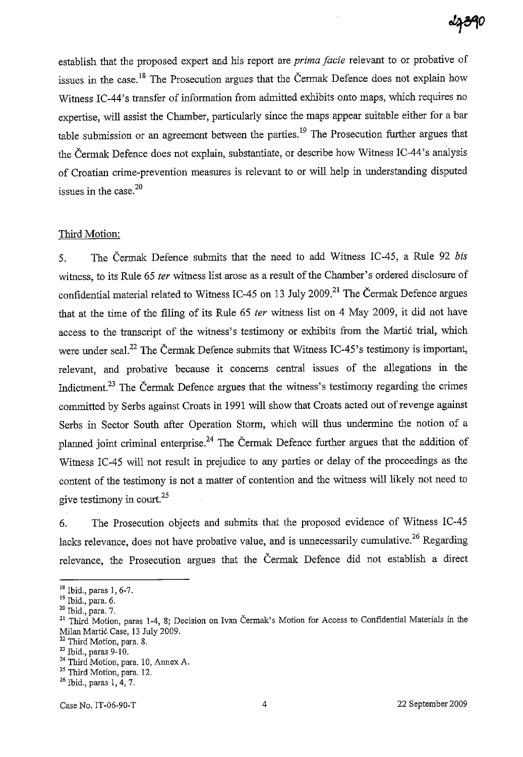establish that the proposed expert and his report are *prima facie* relevant to or probative of issues in the case.[18] The Prosecution argues that the Čermak Defence does not explain how Witness IC-44's transfer of information from admitted exhibits onto maps, which requires no expertise, will assist the Chamber, particularly since the maps appear suitable either for a bar table submission or an agreement between the parties.[19] The Prosecution further argues that the Čermak Defence does not explain, substantiate, or describe how Witness IC-44's analysis of Croatian crime-prevention measures is relevant to or will help in understanding disputed issues in the case.[20]

Third Motion:

5. The Čermak Defence submits that the need to add Witness IC-45, a Rule 92 *bis* witness, to its Rule 65 *ter* witness list arose as a result of the Chamber's ordered disclosure of confidential material related to Witness IC-45 on 13 July 2009.[21] The Čermak Defence argues that at the time of the filing of its Rule 65 *ter* witness list on 4 May 2009, it did not have access to the transcript of the witness's testimony or exhibits from the Martić trial, which were under seal.[22] The Čermak Defence submits that Witness IC-45's testimony is important, relevant, and probative because it concerns central issues of the allegations in the Indictment.[23] The Čermak Defence argues that the witness's testimony regarding the crimes committed by Serbs against Croats in 1991 will show that Croats acted out of revenge against Serbs in Sector South after Operation Storm, which will thus undermine the notion of a planned joint criminal enterprise.[24] The Čermak Defence further argues that the addition of Witness IC-45 will not result in prejudice to any parties or delay of the proceedings as the content of the testimony is not a matter of contention and the witness will likely not need to give testimony in court.[25]

6. The Prosecution objects and submits that the proposed evidence of Witness IC-45 lacks relevance, does not have probative value, and is unnecessarily cumulative.[26] Regarding relevance, the Prosecution argues that the Čermak Defence did not establish a direct

---

[18] Ibid., paras 1, 6-7.

[19] Ibid., para. 6.

[20] Ibid., para. 7.

[21] Third Motion, paras 1-4, 8; Decision on Ivan Čermak's Motion for Access to Confidential Materials in the Milan Martić Case, 13 July 2009.

[22] Third Motion, para. 8.

[23] Ibid., paras 9-10.

[24] Third Motion, para. 10, Annex A.

[25] Third Motion, para. 12.

[26] Ibid., paras 1, 4, 7.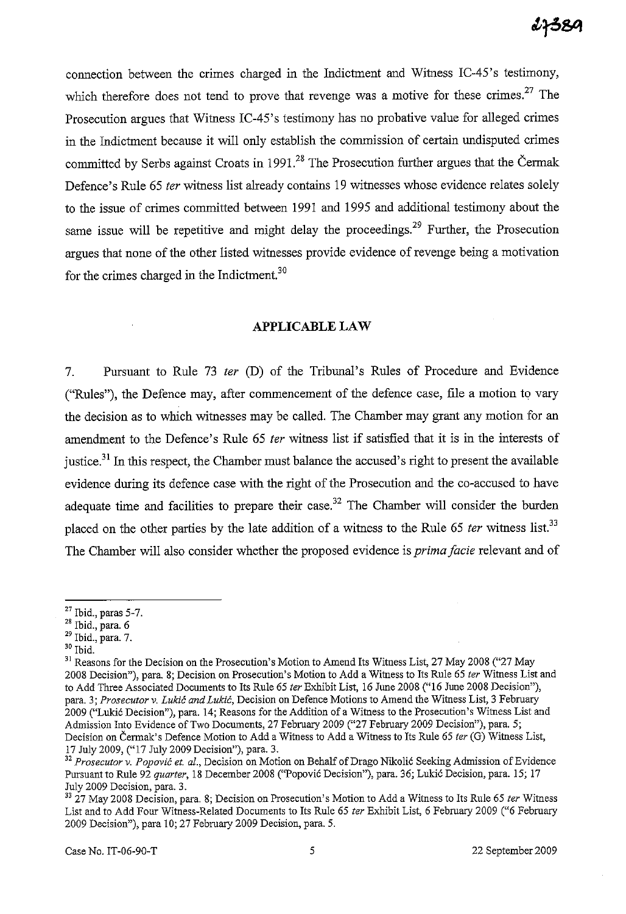connection between the crimes charged in the Indictment and Witness IC-45's testimony, which therefore does not tend to prove that revenge was a motive for these crimes.[27] The Prosecution argues that Witness IC-45's testimony has no probative value for alleged crimes in the Indictment because it will only establish the commission of certain undisputed crimes committed by Serbs against Croats in 1991.[28] The Prosecution further argues that the Čermak Defence's Rule 65 *ter* witness list already contains 19 witnesses whose evidence relates solely to the issue of crimes committed between 1991 and 1995 and additional testimony about the same issue will be repetitive and might delay the proceedings.[29] Further, the Prosecution argues that none of the other listed witnesses provide evidence of revenge being a motivation for the crimes charged in the Indictment.[30]

## APPLICABLE LAW

7. Pursuant to Rule 73 *ter* (D) of the Tribunal's Rules of Procedure and Evidence ("Rules"), the Defence may, after commencement of the defence case, file a motion to vary the decision as to which witnesses may be called. The Chamber may grant any motion for an amendment to the Defence's Rule 65 *ter* witness list if satisfied that it is in the interests of justice.[31] In this respect, the Chamber must balance the accused's right to present the available evidence during its defence case with the right of the Prosecution and the co-accused to have adequate time and facilities to prepare their case.[32] The Chamber will consider the burden placed on the other parties by the late addition of a witness to the Rule 65 *ter* witness list.[33] The Chamber will also consider whether the proposed evidence is *prima facie* relevant and of

---

[27] Ibid., paras 5-7.

[28] Ibid., para. 6

[29] Ibid., para. 7.

[30] Ibid.

[31] Reasons for the Decision on the Prosecution's Motion to Amend Its Witness List, 27 May 2008 ("27 May 2008 Decision"), para. 8; Decision on Prosecution's Motion to Add a Witness to Its Rule 65 *ter* Witness List and to Add Three Associated Documents to Its Rule 65 *ter* Exhibit List, 16 June 2008 ("16 June 2008 Decision"), para. 3; *Prosecutor v. Lukić and Lukić*, Decision on Defence Motions to Amend the Witness List, 3 February 2009 ("Lukić Decision"), para. 14; Reasons for the Addition of a Witness to the Prosecution's Witness List and Admission Into Evidence of Two Documents, 27 February 2009 ("27 February 2009 Decision"), para. 5; Decision on Čermak's Defence Motion to Add a Witness to Add a Witness to Its Rule 65 *ter* (G) Witness List, 17 July 2009, ("17 July 2009 Decision"), para. 3.

[32] *Prosecutor v. Popović et. al.*, Decision on Motion on Behalf of Drago Nikolić Seeking Admission of Evidence Pursuant to Rule 92 *quarter*, 18 December 2008 ("Popović Decision"), para. 36; Lukić Decision, para. 15; 17 July 2009 Decision, para. 3.

[33] 27 May 2008 Decision, para. 8; Decision on Prosecution's Motion to Add a Witness to Its Rule 65 *ter* Witness List and to Add Four Witness-Related Documents to Its Rule 65 *ter* Exhibit List, 6 February 2009 ("6 February 2009 Decision"), para 10; 27 February 2009 Decision, para. 5.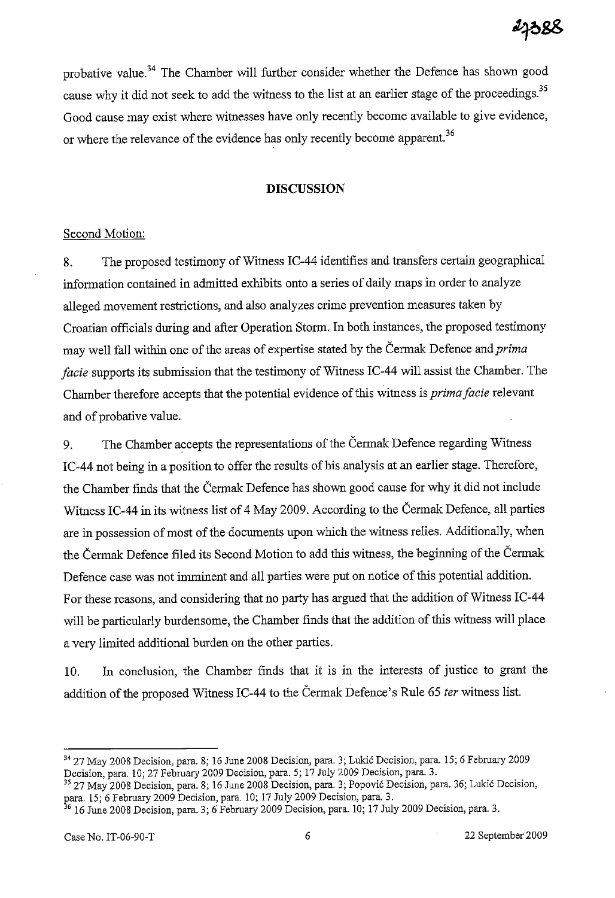probative value.[34] The Chamber will further consider whether the Defence has shown good cause why it did not seek to add the witness to the list at an earlier stage of the proceedings.[35] Good cause may exist where witnesses have only recently become available to give evidence, or where the relevance of the evidence has only recently become apparent.[36]

## DISCUSSION

Second Motion:

8. The proposed testimony of Witness IC-44 identifies and transfers certain geographical information contained in admitted exhibits onto a series of daily maps in order to analyze alleged movement restrictions, and also analyzes crime prevention measures taken by Croatian officials during and after Operation Storm. In both instances, the proposed testimony may well fall within one of the areas of expertise stated by the Čermak Defence and *prima facie* supports its submission that the testimony of Witness IC-44 will assist the Chamber. The Chamber therefore accepts that the potential evidence of this witness is *prima facie* relevant and of probative value.

9. The Chamber accepts the representations of the Čermak Defence regarding Witness IC-44 not being in a position to offer the results of his analysis at an earlier stage. Therefore, the Chamber finds that the Čermak Defence has shown good cause for why it did not include Witness IC-44 in its witness list of 4 May 2009. According to the Čermak Defence, all parties are in possession of most of the documents upon which the witness relies. Additionally, when the Čermak Defence filed its Second Motion to add this witness, the beginning of the Čermak Defence case was not imminent and all parties were put on notice of this potential addition. For these reasons, and considering that no party has argued that the addition of Witness IC-44 will be particularly burdensome, the Chamber finds that the addition of this witness will place a very limited additional burden on the other parties.

10. In conclusion, the Chamber finds that it is in the interests of justice to grant the addition of the proposed Witness IC-44 to the Čermak Defence's Rule 65 *ter* witness list.

---

[34] 27 May 2008 Decision, para. 8; 16 June 2008 Decision, para. 3; Lukić Decision, para. 15; 6 February 2009 Decision, para. 10; 27 February 2009 Decision, para. 5; 17 July 2009 Decision, para. 3.

[35] 27 May 2008 Decision, para. 8; 16 June 2008 Decision, para. 3; Popović Decision, para. 36; Lukić Decision, para. 15; 6 February 2009 Decision, para. 10; 17 July 2009 Decision, para. 3.

[36] 16 June 2008 Decision, para. 3; 6 February 2009 Decision, para. 10; 17 July 2009 Decision, para. 3.

Case No. IT-06-90-T 22 September 2009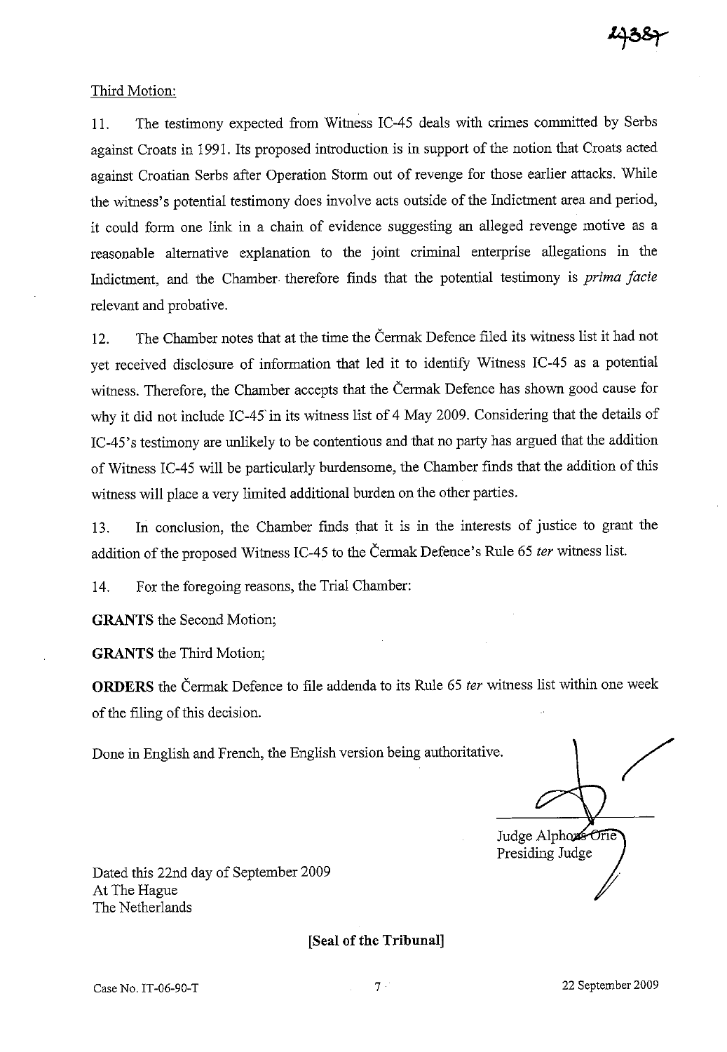Third Motion:

11. The testimony expected from Witness IC-45 deals with crimes committed by Serbs against Croats in 1991. Its proposed introduction is in support of the notion that Croats acted against Croatian Serbs after Operation Storm out of revenge for those earlier attacks. While the witness's potential testimony does involve acts outside of the Indictment area and period, it could form one link in a chain of evidence suggesting an alleged revenge motive as a reasonable alternative explanation to the joint criminal enterprise allegations in the Indictment, and the Chamber therefore finds that the potential testimony is *prima facie* relevant and probative.

12. The Chamber notes that at the time the Čermak Defence filed its witness list it had not yet received disclosure of information that led it to identify Witness IC-45 as a potential witness. Therefore, the Chamber accepts that the Čermak Defence has shown good cause for why it did not include IC-45 in its witness list of 4 May 2009. Considering that the details of IC-45's testimony are unlikely to be contentious and that no party has argued that the addition of Witness IC-45 will be particularly burdensome, the Chamber finds that the addition of this witness will place a very limited additional burden on the other parties.

13. In conclusion, the Chamber finds that it is in the interests of justice to grant the addition of the proposed Witness IC-45 to the Čermak Defence's Rule 65 *ter* witness list.

14. For the foregoing reasons, the Trial Chamber:

**GRANTS** the Second Motion;

**GRANTS** the Third Motion;

**ORDERS** the Čermak Defence to file addenda to its Rule 65 *ter* witness list within one week of the filing of this decision.

Done in English and French, the English version being authoritative.

Judge Alphons Orie
Presiding Judge

Dated this 22nd day of September 2009
At The Hague
The Netherlands

**[Seal of the Tribunal]**